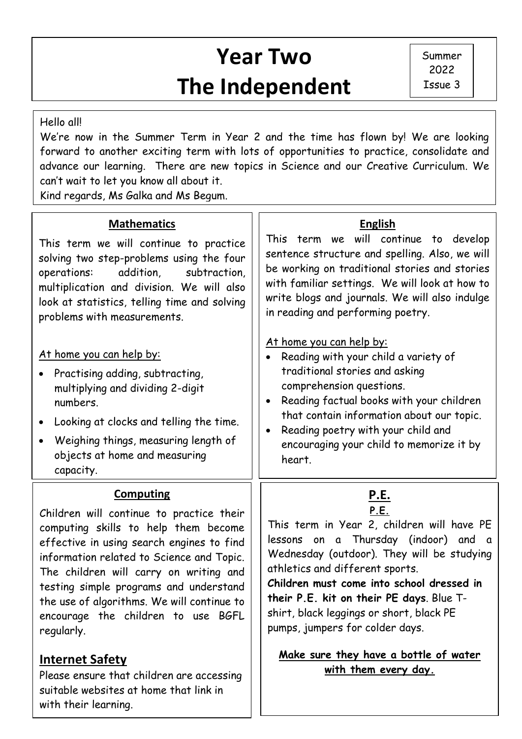# Year Two
# The Independent

Summer 2022
Issue 3

Hello all!
We're now in the Summer Term in Year 2 and the time has flown by! We are looking forward to another exciting term with lots of opportunities to practice, consolidate and advance our learning. There are new topics in Science and our Creative Curriculum. We can't wait to let you know all about it.
Kind regards, Ms Galka and Ms Begum.

## Mathematics

This term we will continue to practice solving two step-problems using the four operations: addition, subtraction, multiplication and division. We will also look at statistics, telling time and solving problems with measurements.

At home you can help by:

- Practising adding, subtracting, multiplying and dividing 2-digit numbers.
- Looking at clocks and telling the time.
- Weighing things, measuring length of objects at home and measuring capacity.

## English

This term we will continue to develop sentence structure and spelling. Also, we will be working on traditional stories and stories with familiar settings. We will look at how to write blogs and journals. We will also indulge in reading and performing poetry.

At home you can help by:

- Reading with your child a variety of traditional stories and asking comprehension questions.
- Reading factual books with your children that contain information about our topic.
- Reading poetry with your child and encouraging your child to memorize it by heart.

## Computing

Children will continue to practice their computing skills to help them become effective in using search engines to find information related to Science and Topic. The children will carry on writing and testing simple programs and understand the use of algorithms. We will continue to encourage the children to use BGFL regularly.

## Internet Safety

Please ensure that children are accessing suitable websites at home that link in with their learning.

## P.E.

P.E.

This term in Year 2, children will have PE lessons on a Thursday (indoor) and a Wednesday (outdoor). They will be studying athletics and different sports.

**Children must come into school dressed in their P.E. kit on their PE days**. Blue T-shirt, black leggings or short, black PE pumps, jumpers for colder days.

**Make sure they have a bottle of water with them every day.**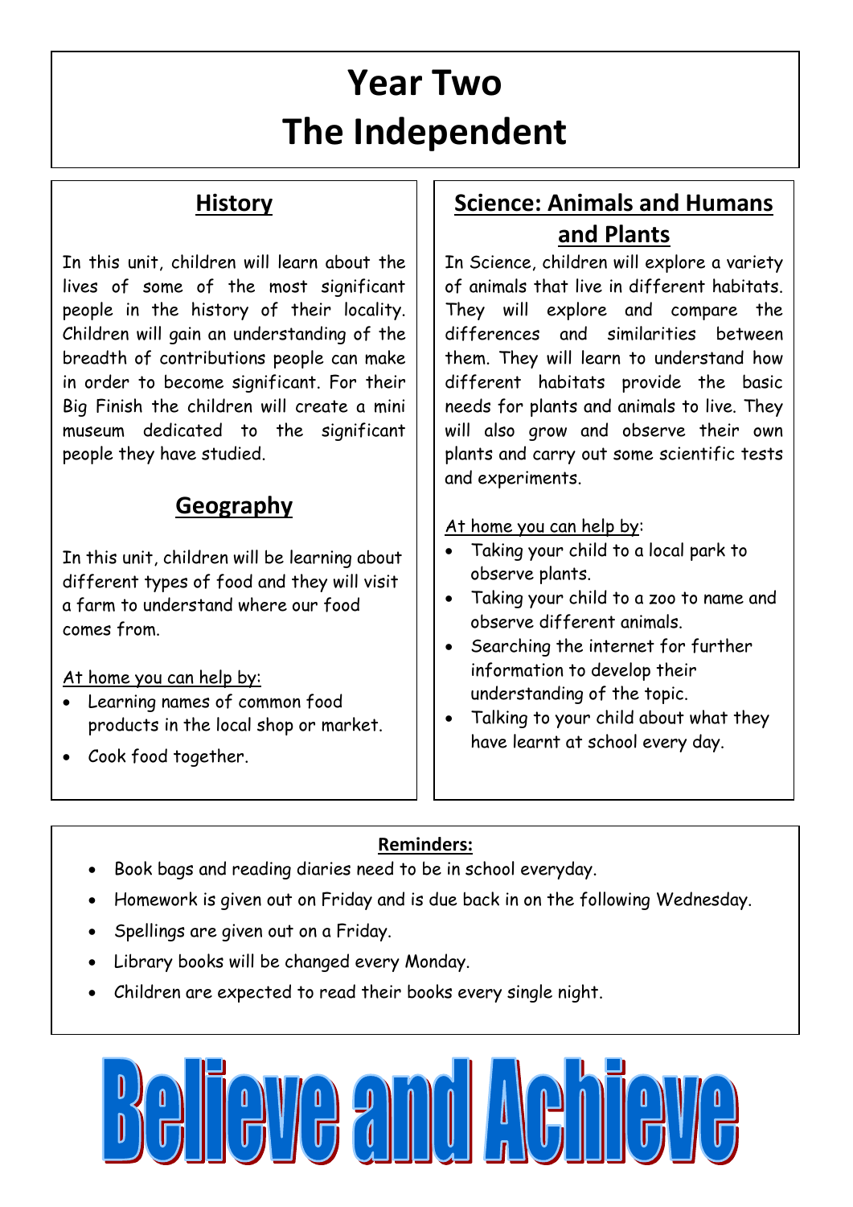# Year Two
# The Independent

## History

In this unit, children will learn about the lives of some of the most significant people in the history of their locality. Children will gain an understanding of the breadth of contributions people can make in order to become significant. For their Big Finish the children will create a mini museum dedicated to the significant people they have studied.

## Geography

In this unit, children will be learning about different types of food and they will visit a farm to understand where our food comes from.

At home you can help by:

- Learning names of common food products in the local shop or market.
- Cook food together.

## Science: Animals and Humans and Plants

In Science, children will explore a variety of animals that live in different habitats. They will explore and compare the differences and similarities between them. They will learn to understand how different habitats provide the basic needs for plants and animals to live. They will also grow and observe their own plants and carry out some scientific tests and experiments.

At home you can help by:

- Taking your child to a local park to observe plants.
- Taking your child to a zoo to name and observe different animals.
- Searching the internet for further information to develop their understanding of the topic.
- Talking to your child about what they have learnt at school every day.

**Reminders:**

- Book bags and reading diaries need to be in school everyday.
- Homework is given out on Friday and is due back in on the following Wednesday.
- Spellings are given out on a Friday.
- Library books will be changed every Monday.
- Children are expected to read their books every single night.

**Believe and Achieve**